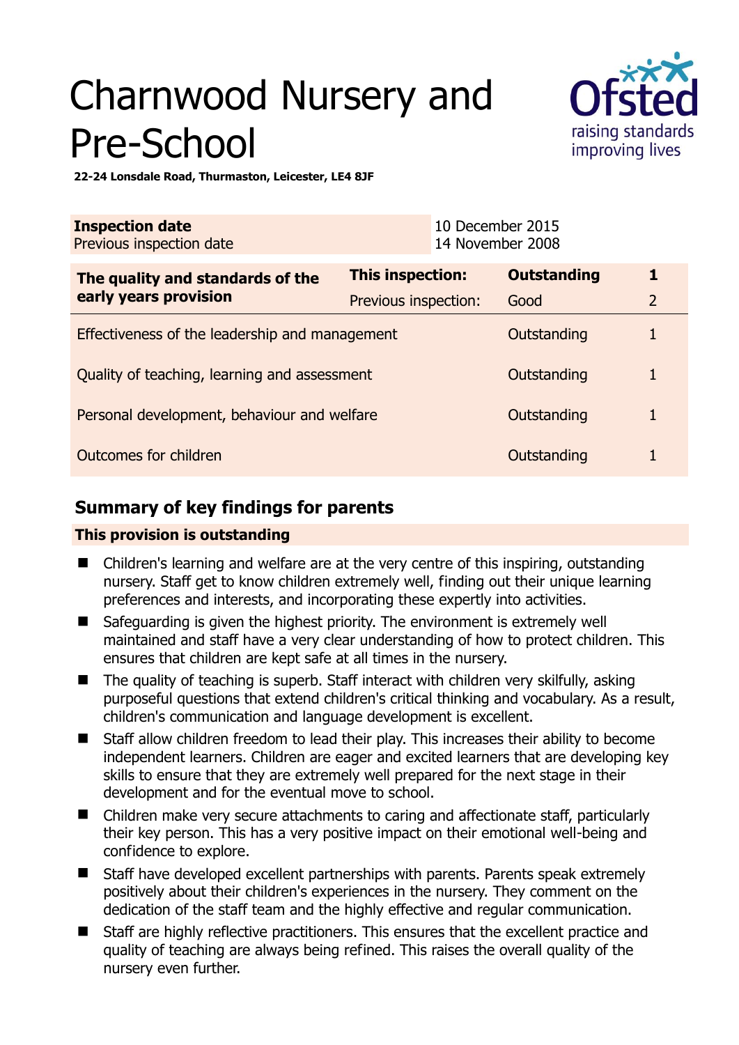# Charnwood Nursery and Pre-School

**22-24 Lonsdale Road, Thurmaston, Leicester, LE4 8JF**

| **Inspection date** | 10 December 2015 |
|---|---|
| Previous inspection date | 14 November 2008 |

| **The quality and standards of the early years provision** | **This inspection:** | **Outstanding** | **1** |
|---|---|---|---|
| | Previous inspection: | Good | 2 |
| Effectiveness of the leadership and management | | Outstanding | 1 |
| Quality of teaching, learning and assessment | | Outstanding | 1 |
| Personal development, behaviour and welfare | | Outstanding | 1 |
| Outcomes for children | | Outstanding | 1 |

## Summary of key findings for parents

**This provision is outstanding**

- Children's learning and welfare are at the very centre of this inspiring, outstanding nursery. Staff get to know children extremely well, finding out their unique learning preferences and interests, and incorporating these expertly into activities.
- Safeguarding is given the highest priority. The environment is extremely well maintained and staff have a very clear understanding of how to protect children. This ensures that children are kept safe at all times in the nursery.
- The quality of teaching is superb. Staff interact with children very skilfully, asking purposeful questions that extend children's critical thinking and vocabulary. As a result, children's communication and language development is excellent.
- Staff allow children freedom to lead their play. This increases their ability to become independent learners. Children are eager and excited learners that are developing key skills to ensure that they are extremely well prepared for the next stage in their development and for the eventual move to school.
- Children make very secure attachments to caring and affectionate staff, particularly their key person. This has a very positive impact on their emotional well-being and confidence to explore.
- Staff have developed excellent partnerships with parents. Parents speak extremely positively about their children's experiences in the nursery. They comment on the dedication of the staff team and the highly effective and regular communication.
- Staff are highly reflective practitioners. This ensures that the excellent practice and quality of teaching are always being refined. This raises the overall quality of the nursery even further.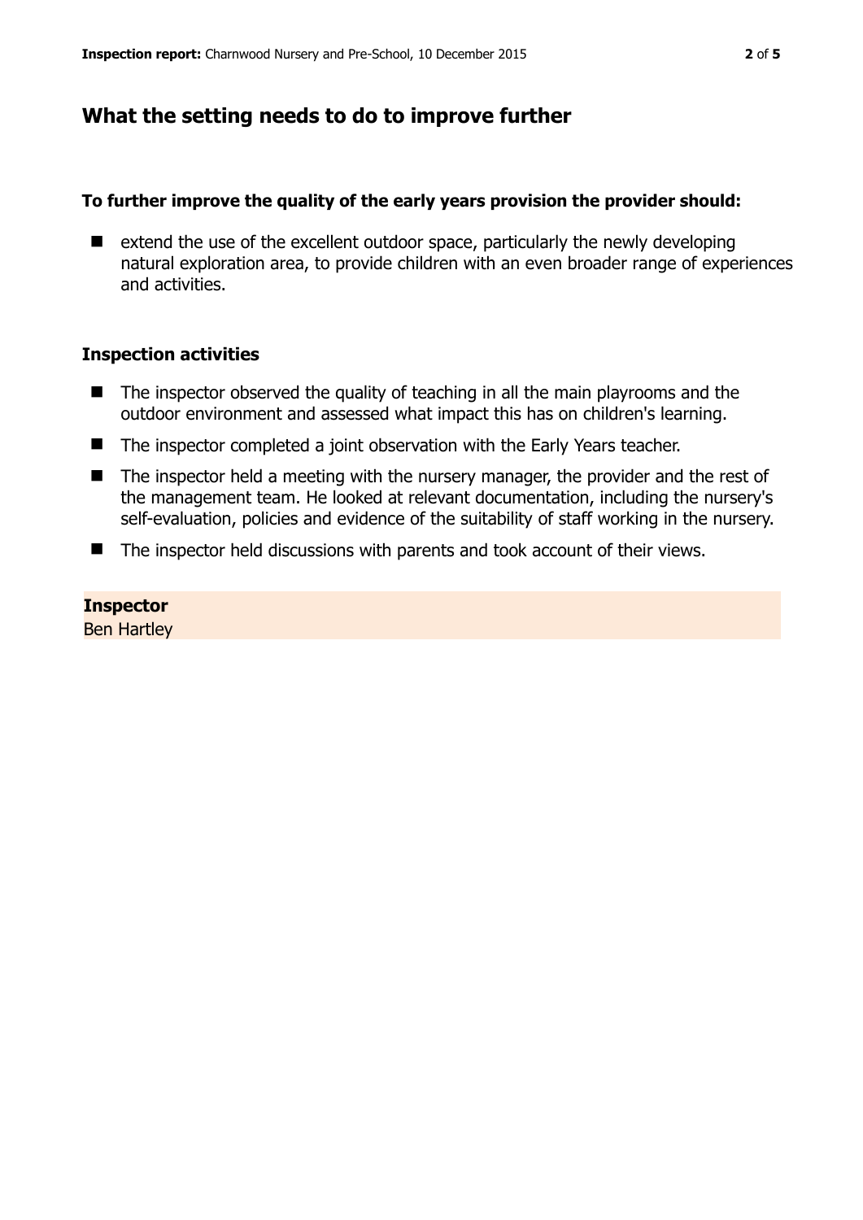## What the setting needs to do to improve further

**To further improve the quality of the early years provision the provider should:**

- extend the use of the excellent outdoor space, particularly the newly developing natural exploration area, to provide children with an even broader range of experiences and activities.

### Inspection activities

- The inspector observed the quality of teaching in all the main playrooms and the outdoor environment and assessed what impact this has on children's learning.
- The inspector completed a joint observation with the Early Years teacher.
- The inspector held a meeting with the nursery manager, the provider and the rest of the management team. He looked at relevant documentation, including the nursery's self-evaluation, policies and evidence of the suitability of staff working in the nursery.
- The inspector held discussions with parents and took account of their views.

**Inspector**
Ben Hartley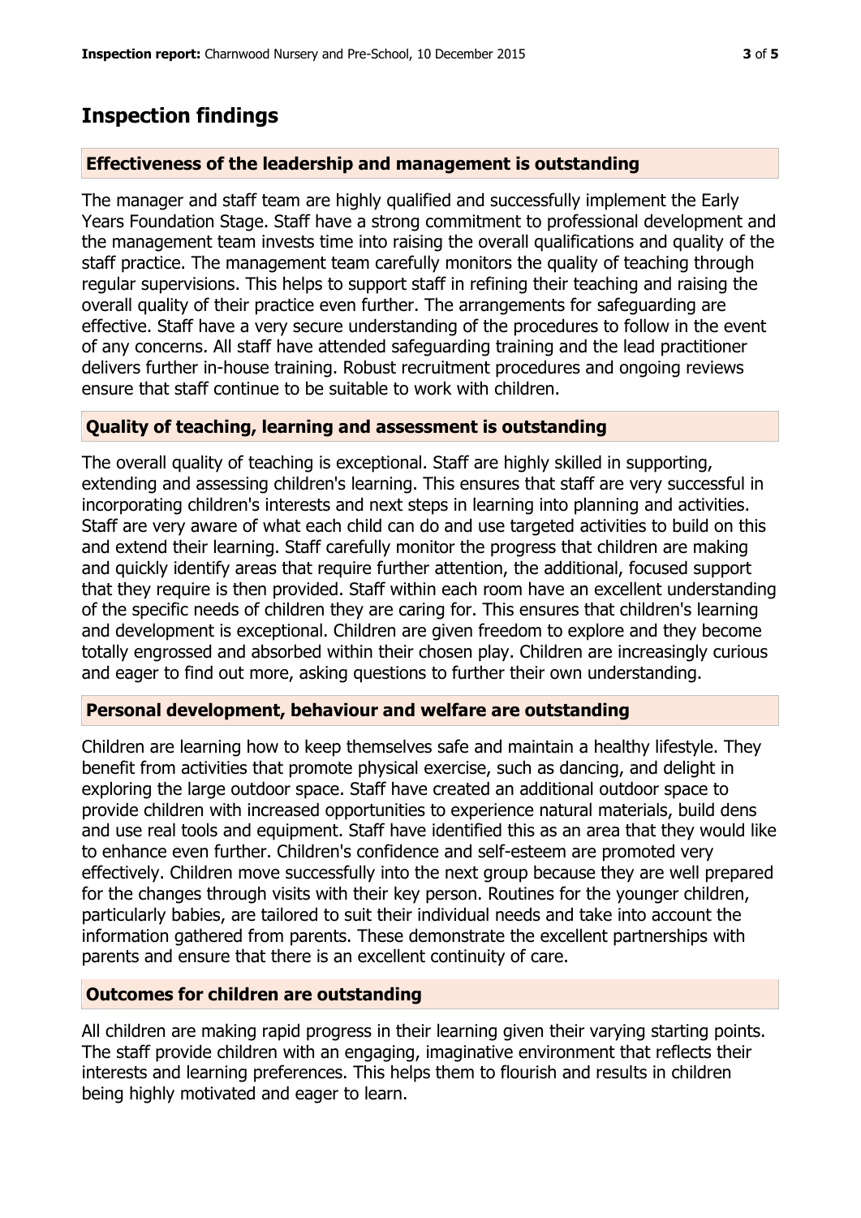## Inspection findings

### Effectiveness of the leadership and management is outstanding

The manager and staff team are highly qualified and successfully implement the Early Years Foundation Stage. Staff have a strong commitment to professional development and the management team invests time into raising the overall qualifications and quality of the staff practice. The management team carefully monitors the quality of teaching through regular supervisions. This helps to support staff in refining their teaching and raising the overall quality of their practice even further. The arrangements for safeguarding are effective. Staff have a very secure understanding of the procedures to follow in the event of any concerns. All staff have attended safeguarding training and the lead practitioner delivers further in-house training. Robust recruitment procedures and ongoing reviews ensure that staff continue to be suitable to work with children.

### Quality of teaching, learning and assessment is outstanding

The overall quality of teaching is exceptional. Staff are highly skilled in supporting, extending and assessing children's learning. This ensures that staff are very successful in incorporating children's interests and next steps in learning into planning and activities. Staff are very aware of what each child can do and use targeted activities to build on this and extend their learning. Staff carefully monitor the progress that children are making and quickly identify areas that require further attention, the additional, focused support that they require is then provided. Staff within each room have an excellent understanding of the specific needs of children they are caring for. This ensures that children's learning and development is exceptional. Children are given freedom to explore and they become totally engrossed and absorbed within their chosen play. Children are increasingly curious and eager to find out more, asking questions to further their own understanding.

### Personal development, behaviour and welfare are outstanding

Children are learning how to keep themselves safe and maintain a healthy lifestyle. They benefit from activities that promote physical exercise, such as dancing, and delight in exploring the large outdoor space. Staff have created an additional outdoor space to provide children with increased opportunities to experience natural materials, build dens and use real tools and equipment. Staff have identified this as an area that they would like to enhance even further. Children's confidence and self-esteem are promoted very effectively. Children move successfully into the next group because they are well prepared for the changes through visits with their key person. Routines for the younger children, particularly babies, are tailored to suit their individual needs and take into account the information gathered from parents. These demonstrate the excellent partnerships with parents and ensure that there is an excellent continuity of care.

### Outcomes for children are outstanding

All children are making rapid progress in their learning given their varying starting points. The staff provide children with an engaging, imaginative environment that reflects their interests and learning preferences. This helps them to flourish and results in children being highly motivated and eager to learn.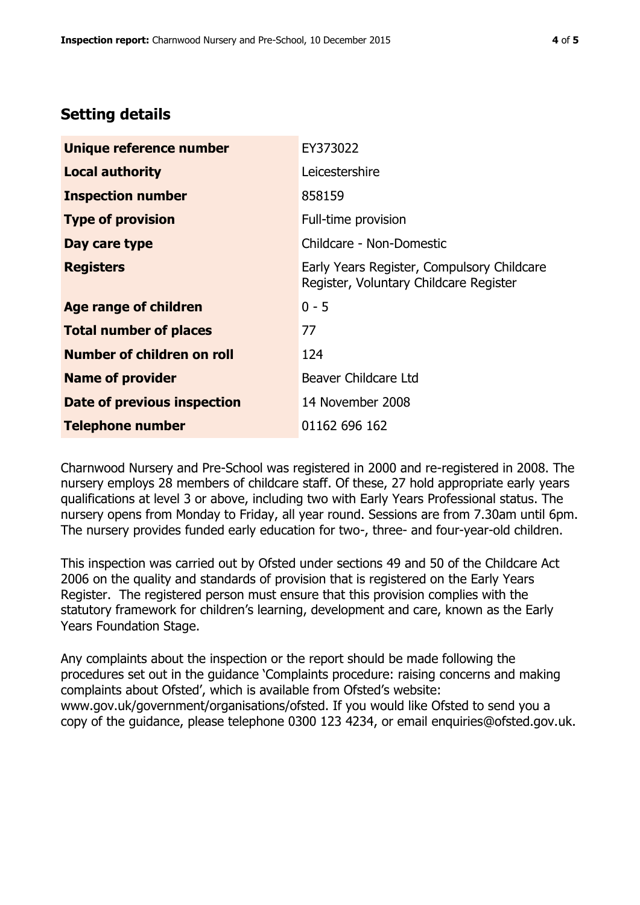## Setting details

| | |
|---|---|
| **Unique reference number** | EY373022 |
| **Local authority** | Leicestershire |
| **Inspection number** | 858159 |
| **Type of provision** | Full-time provision |
| **Day care type** | Childcare - Non-Domestic |
| **Registers** | Early Years Register, Compulsory Childcare Register, Voluntary Childcare Register |
| **Age range of children** | 0 - 5 |
| **Total number of places** | 77 |
| **Number of children on roll** | 124 |
| **Name of provider** | Beaver Childcare Ltd |
| **Date of previous inspection** | 14 November 2008 |
| **Telephone number** | 01162 696 162 |

Charnwood Nursery and Pre-School was registered in 2000 and re-registered in 2008. The nursery employs 28 members of childcare staff. Of these, 27 hold appropriate early years qualifications at level 3 or above, including two with Early Years Professional status. The nursery opens from Monday to Friday, all year round. Sessions are from 7.30am until 6pm. The nursery provides funded early education for two-, three- and four-year-old children.

This inspection was carried out by Ofsted under sections 49 and 50 of the Childcare Act 2006 on the quality and standards of provision that is registered on the Early Years Register. The registered person must ensure that this provision complies with the statutory framework for children's learning, development and care, known as the Early Years Foundation Stage.

Any complaints about the inspection or the report should be made following the procedures set out in the guidance 'Complaints procedure: raising concerns and making complaints about Ofsted', which is available from Ofsted's website: www.gov.uk/government/organisations/ofsted. If you would like Ofsted to send you a copy of the guidance, please telephone 0300 123 4234, or email enquiries@ofsted.gov.uk.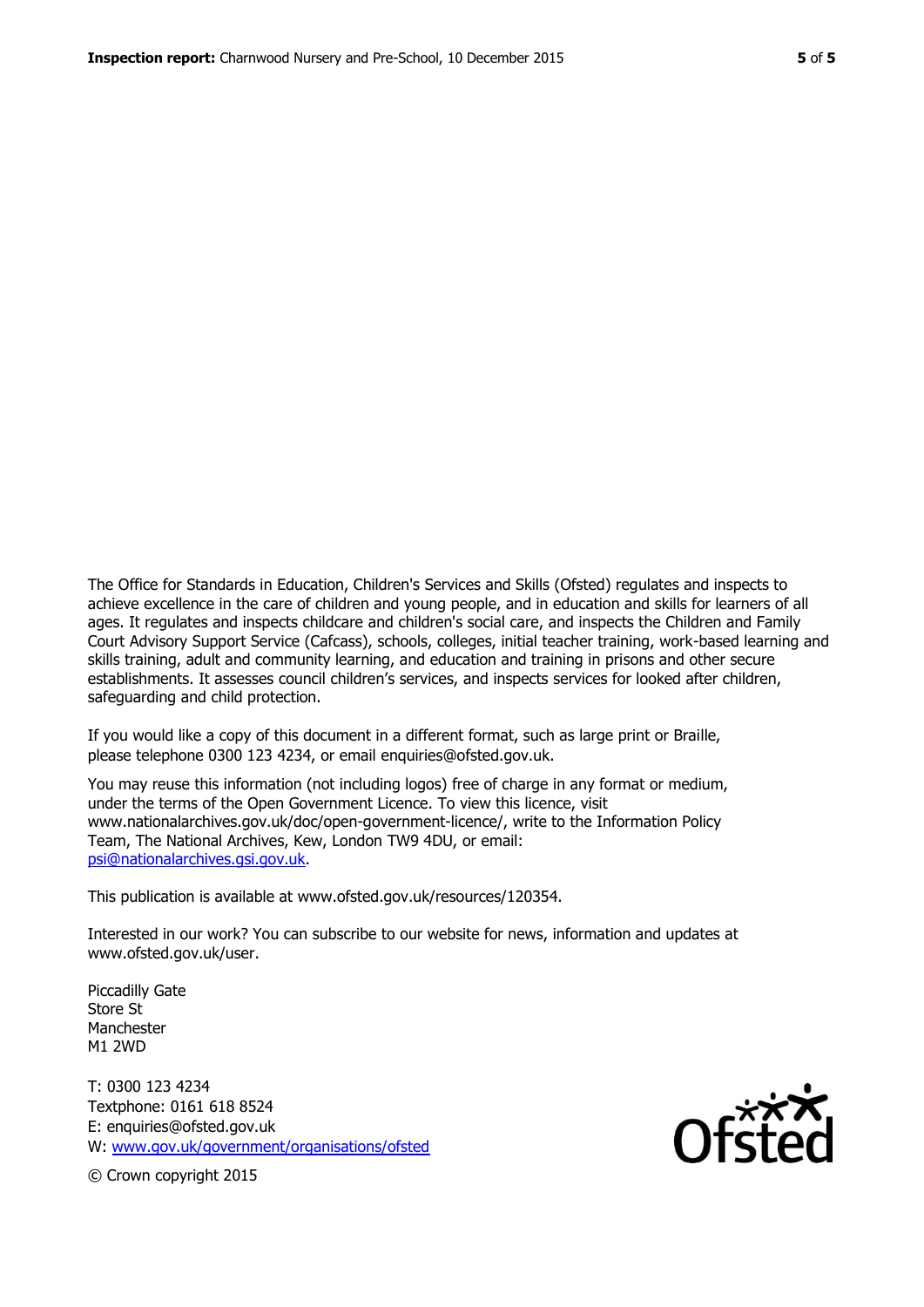The Office for Standards in Education, Children's Services and Skills (Ofsted) regulates and inspects to achieve excellence in the care of children and young people, and in education and skills for learners of all ages. It regulates and inspects childcare and children's social care, and inspects the Children and Family Court Advisory Support Service (Cafcass), schools, colleges, initial teacher training, work-based learning and skills training, adult and community learning, and education and training in prisons and other secure establishments. It assesses council children's services, and inspects services for looked after children, safeguarding and child protection.

If you would like a copy of this document in a different format, such as large print or Braille, please telephone 0300 123 4234, or email enquiries@ofsted.gov.uk.

You may reuse this information (not including logos) free of charge in any format or medium, under the terms of the Open Government Licence. To view this licence, visit www.nationalarchives.gov.uk/doc/open-government-licence/, write to the Information Policy Team, The National Archives, Kew, London TW9 4DU, or email: psi@nationalarchives.gsi.gov.uk.

This publication is available at www.ofsted.gov.uk/resources/120354.

Interested in our work? You can subscribe to our website for news, information and updates at www.ofsted.gov.uk/user.

Piccadilly Gate
Store St
Manchester
M1 2WD

T: 0300 123 4234
Textphone: 0161 618 8524
E: enquiries@ofsted.gov.uk
W: www.gov.uk/government/organisations/ofsted

© Crown copyright 2015